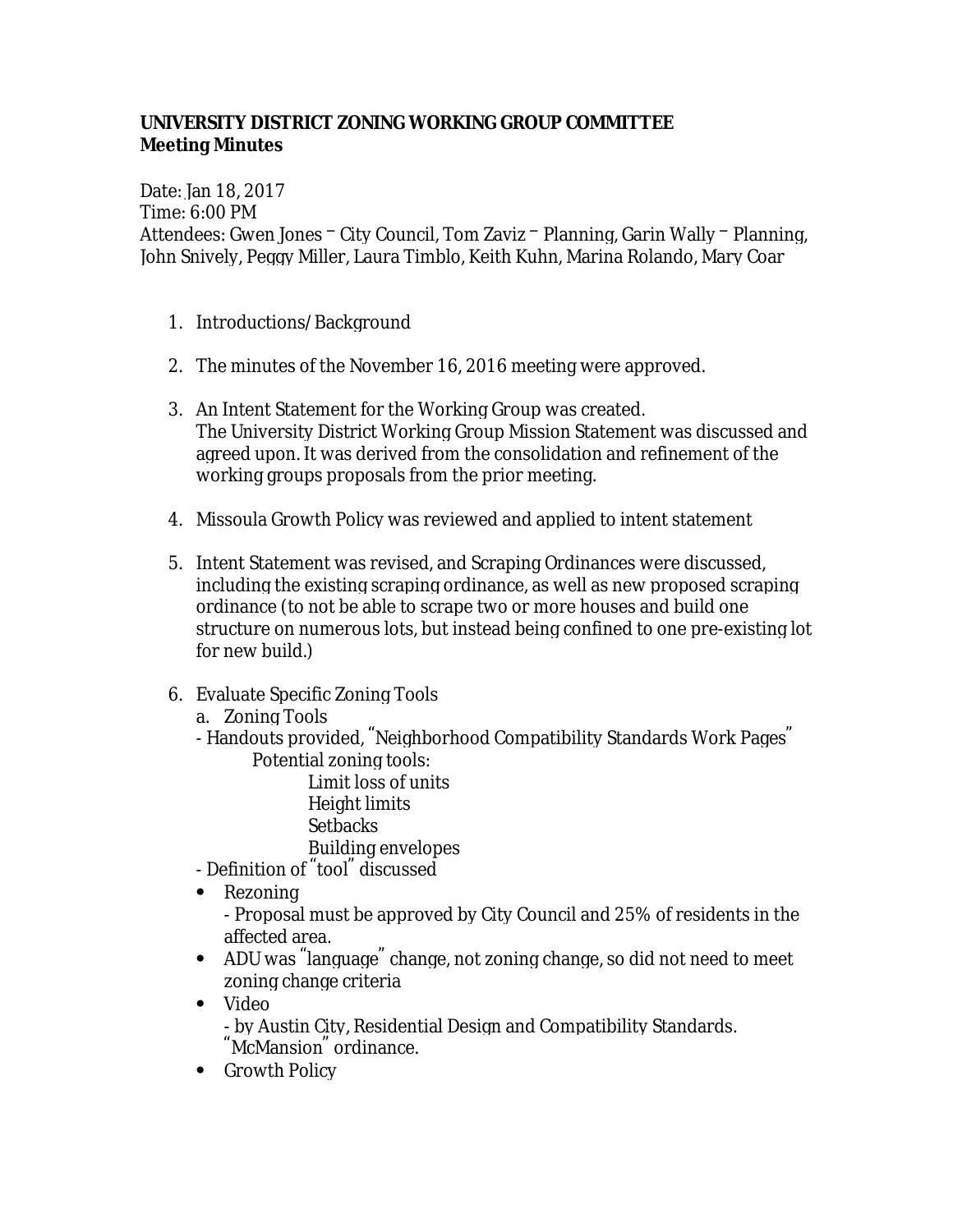**UNIVERSITY DISTRICT ZONING WORKING GROUP COMMITTEE**
**Meeting Minutes**

Date: Jan 18, 2017
Time: 6:00 PM
Attendees: Gwen Jones – City Council, Tom Zaviz – Planning, Garin Wally – Planning, John Snively, Peggy Miller, Laura Timblo, Keith Kuhn, Marina Rolando, Mary Coar

1. Introductions/Background

2. The minutes of the November 16, 2016 meeting were approved.

3. An Intent Statement for the Working Group was created.
   The University District Working Group Mission Statement was discussed and agreed upon. It was derived from the consolidation and refinement of the working groups proposals from the prior meeting.

4. Missoula Growth Policy was reviewed and applied to intent statement

5. Intent Statement was revised, and Scraping Ordinances were discussed, including the existing scraping ordinance, as well as new proposed scraping ordinance (to not be able to scrape two or more houses and build one structure on numerous lots, but instead being confined to one pre-existing lot for new build.)

6. Evaluate Specific Zoning Tools
   a. Zoning Tools
   - Handouts provided, "Neighborhood Compatibility Standards Work Pages"
     - Potential zoning tools:
       - Limit loss of units
       - Height limits
       - Setbacks
       - Building envelopes
   - Definition of "tool" discussed
   - Rezoning
     - Proposal must be approved by City Council and 25% of residents in the affected area.
   - ADU was "language" change, not zoning change, so did not need to meet zoning change criteria
   - Video
     - by Austin City, Residential Design and Compatibility Standards. "McMansion" ordinance.
   - Growth Policy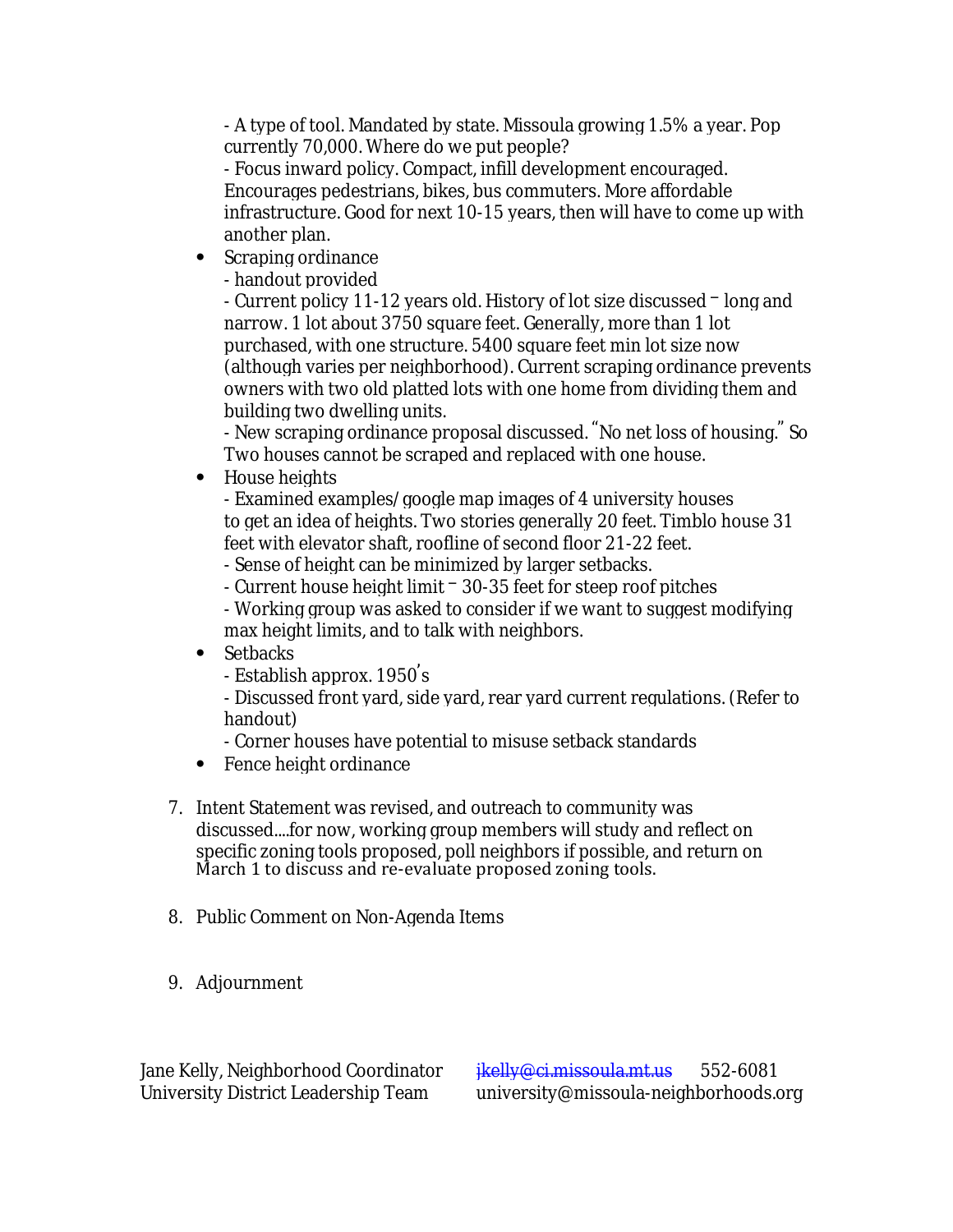- A type of tool. Mandated by state. Missoula growing 1.5% a year. Pop currently 70,000. Where do we put people?
- Focus inward policy. Compact, infill development encouraged. Encourages pedestrians, bikes, bus commuters. More affordable infrastructure. Good for next 10-15 years, then will have to come up with another plan.

- Scraping ordinance
  - handout provided
  - Current policy 11-12 years old. History of lot size discussed – long and narrow. 1 lot about 3750 square feet. Generally, more than 1 lot purchased, with one structure. 5400 square feet min lot size now (although varies per neighborhood). Current scraping ordinance prevents owners with two old platted lots with one home from dividing them and building two dwelling units.
  - New scraping ordinance proposal discussed. "No net loss of housing." So Two houses cannot be scraped and replaced with one house.
- House heights
  - Examined examples/google map images of 4 university houses to get an idea of heights. Two stories generally 20 feet. Timblo house 31 feet with elevator shaft, roofline of second floor 21-22 feet.
  - Sense of height can be minimized by larger setbacks.
  - Current house height limit – 30-35 feet for steep roof pitches
  - Working group was asked to consider if we want to suggest modifying max height limits, and to talk with neighbors.
- Setbacks
  - Establish approx. 1950's
  - Discussed front yard, side yard, rear yard current regulations. (Refer to handout)
  - Corner houses have potential to misuse setback standards
- Fence height ordinance

7. Intent Statement was revised, and outreach to community was discussed....for now, working group members will study and reflect on specific zoning tools proposed, poll neighbors if possible, and return on March 1 to discuss and re-evaluate proposed zoning tools.

8. Public Comment on Non-Agenda Items

9. Adjournment

Jane Kelly, Neighborhood Coordinator jkelly@ci.missoula.mt.us 552-6081
University District Leadership Team university@missoula-neighborhoods.org